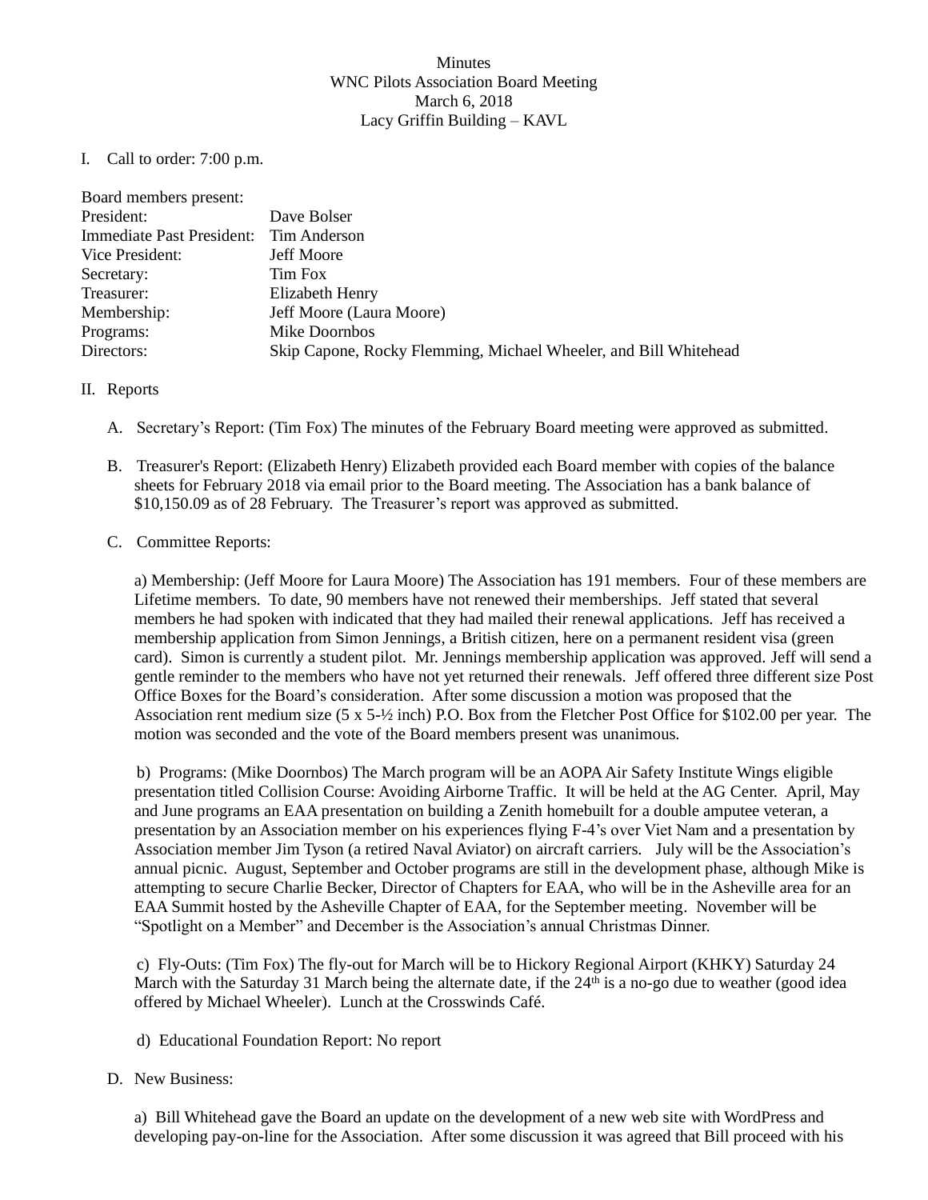Minutes
WNC Pilots Association Board Meeting
March 6, 2018
Lacy Griffin Building – KAVL

I. Call to order: 7:00 p.m.

| Board members present: | |
|---|---|
| President: | Dave Bolser |
| Immediate Past President: | Tim Anderson |
| Vice President: | Jeff Moore |
| Secretary: | Tim Fox |
| Treasurer: | Elizabeth Henry |
| Membership: | Jeff Moore (Laura Moore) |
| Programs: | Mike Doornbos |
| Directors: | Skip Capone, Rocky Flemming, Michael Wheeler, and Bill Whitehead |

II. Reports

A. Secretary's Report: (Tim Fox) The minutes of the February Board meeting were approved as submitted.

B. Treasurer's Report: (Elizabeth Henry) Elizabeth provided each Board member with copies of the balance sheets for February 2018 via email prior to the Board meeting. The Association has a bank balance of $10,150.09 as of 28 February. The Treasurer's report was approved as submitted.

C. Committee Reports:

a) Membership: (Jeff Moore for Laura Moore) The Association has 191 members. Four of these members are Lifetime members. To date, 90 members have not renewed their memberships. Jeff stated that several members he had spoken with indicated that they had mailed their renewal applications. Jeff has received a membership application from Simon Jennings, a British citizen, here on a permanent resident visa (green card). Simon is currently a student pilot. Mr. Jennings membership application was approved. Jeff will send a gentle reminder to the members who have not yet returned their renewals. Jeff offered three different size Post Office Boxes for the Board's consideration. After some discussion a motion was proposed that the Association rent medium size (5 x 5-½ inch) P.O. Box from the Fletcher Post Office for $102.00 per year. The motion was seconded and the vote of the Board members present was unanimous.

b) Programs: (Mike Doornbos) The March program will be an AOPA Air Safety Institute Wings eligible presentation titled Collision Course: Avoiding Airborne Traffic. It will be held at the AG Center. April, May and June programs an EAA presentation on building a Zenith homebuilt for a double amputee veteran, a presentation by an Association member on his experiences flying F-4's over Viet Nam and a presentation by Association member Jim Tyson (a retired Naval Aviator) on aircraft carriers. July will be the Association's annual picnic. August, September and October programs are still in the development phase, although Mike is attempting to secure Charlie Becker, Director of Chapters for EAA, who will be in the Asheville area for an EAA Summit hosted by the Asheville Chapter of EAA, for the September meeting. November will be "Spotlight on a Member" and December is the Association's annual Christmas Dinner.

c) Fly-Outs: (Tim Fox) The fly-out for March will be to Hickory Regional Airport (KHKY) Saturday 24 March with the Saturday 31 March being the alternate date, if the 24th is a no-go due to weather (good idea offered by Michael Wheeler). Lunch at the Crosswinds Café.

d) Educational Foundation Report: No report

D. New Business:

a) Bill Whitehead gave the Board an update on the development of a new web site with WordPress and developing pay-on-line for the Association. After some discussion it was agreed that Bill proceed with his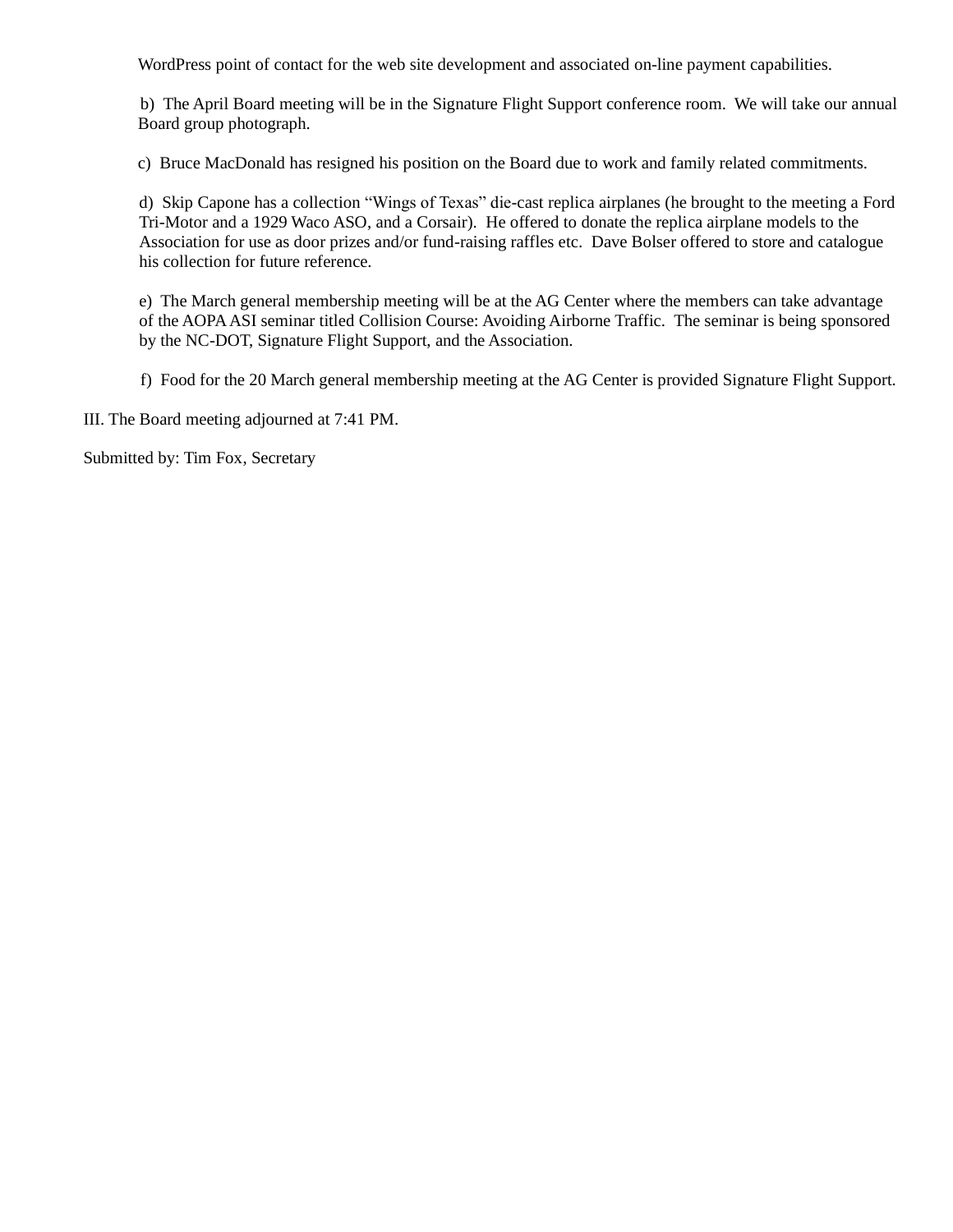WordPress point of contact for the web site development and associated on-line payment capabilities.

b) The April Board meeting will be in the Signature Flight Support conference room. We will take our annual Board group photograph.

c) Bruce MacDonald has resigned his position on the Board due to work and family related commitments.

d) Skip Capone has a collection "Wings of Texas" die-cast replica airplanes (he brought to the meeting a Ford Tri-Motor and a 1929 Waco ASO, and a Corsair). He offered to donate the replica airplane models to the Association for use as door prizes and/or fund-raising raffles etc. Dave Bolser offered to store and catalogue his collection for future reference.

e) The March general membership meeting will be at the AG Center where the members can take advantage of the AOPA ASI seminar titled Collision Course: Avoiding Airborne Traffic. The seminar is being sponsored by the NC-DOT, Signature Flight Support, and the Association.

f) Food for the 20 March general membership meeting at the AG Center is provided Signature Flight Support.

III. The Board meeting adjourned at 7:41 PM.

Submitted by: Tim Fox, Secretary